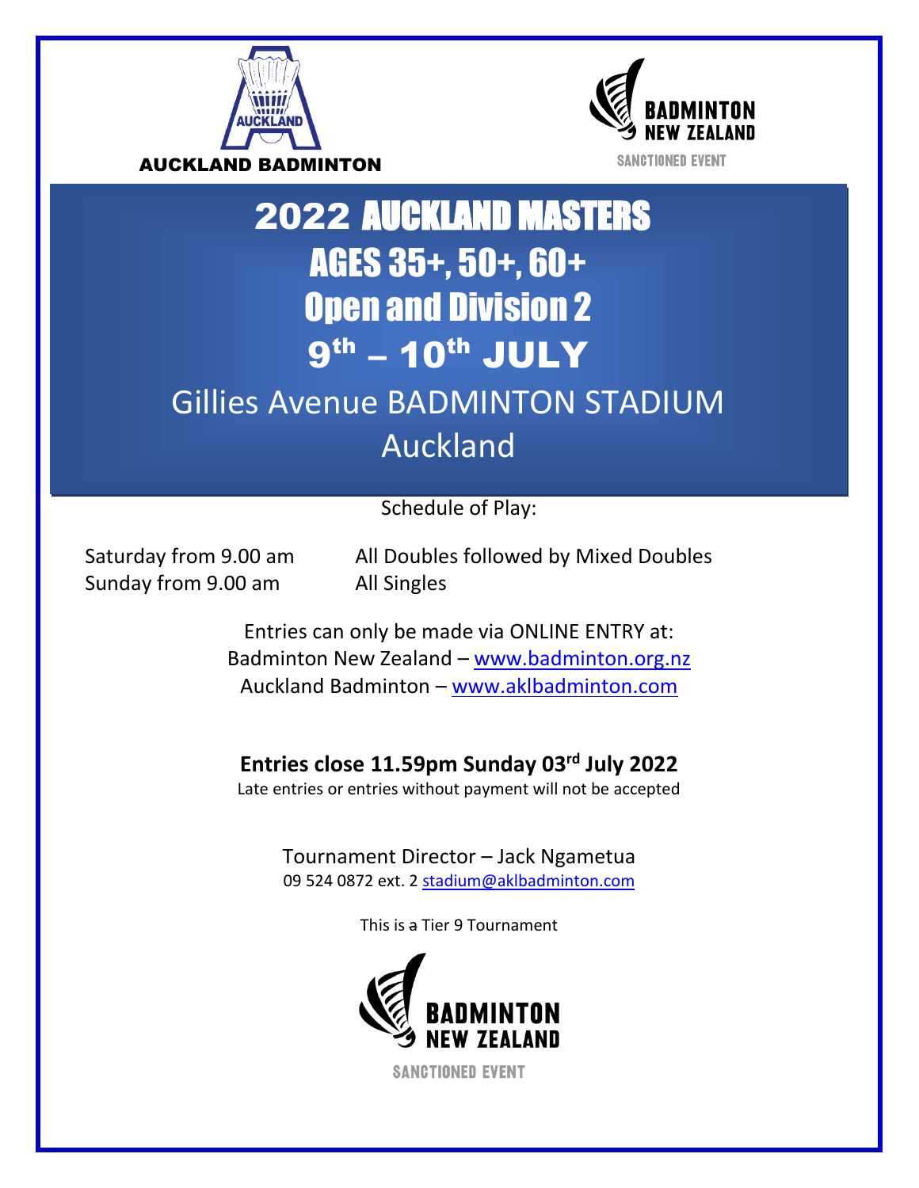AUCKLAND BADMINTON

BADMINTON NEW ZEALAND
SANCTIONED EVENT

# 2022 AUCKLAND MASTERS
# AGES 35+, 50+, 60+
# Open and Division 2
# 9th – 10th JULY

## Gillies Avenue BADMINTON STADIUM
## Auckland

Schedule of Play:

| | |
|---|---|
| Saturday from 9.00 am | All Doubles followed by Mixed Doubles |
| Sunday from 9.00 am | All Singles |

Entries can only be made via ONLINE ENTRY at:
Badminton New Zealand – [www.badminton.org.nz](http://www.badminton.org.nz)
Auckland Badminton – [www.aklbadminton.com](http://www.aklbadminton.com)

**Entries close 11.59pm Sunday 03rd July 2022**
Late entries or entries without payment will not be accepted

Tournament Director – Jack Ngametua
09 524 0872 ext. 2 [stadium@aklbadminton.com](mailto:stadium@aklbadminton.com)

This is a Tier 9 Tournament

BADMINTON NEW ZEALAND
SANCTIONED EVENT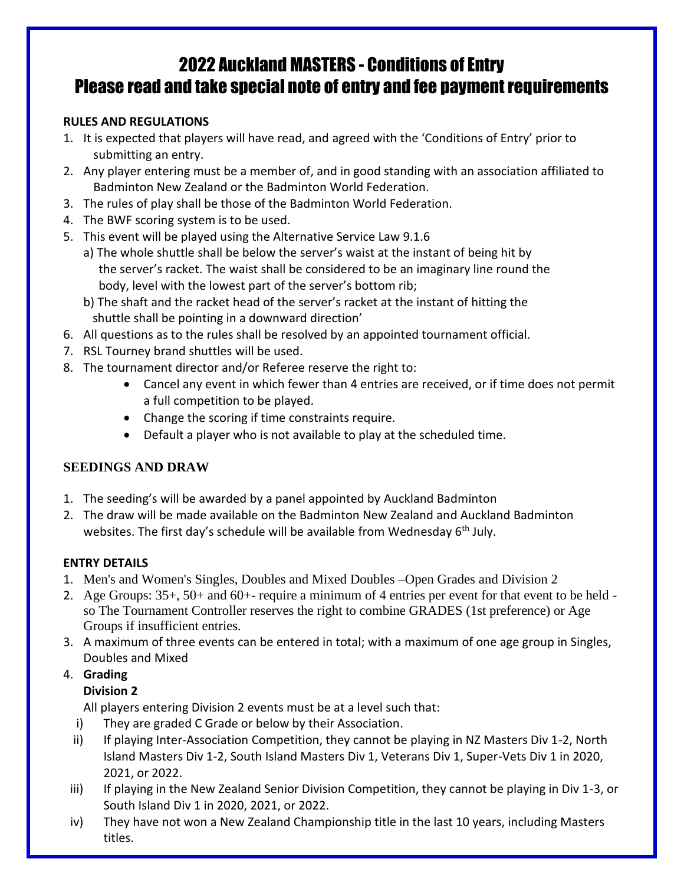# 2022 Auckland MASTERS - Conditions of Entry
# Please read and take special note of entry and fee payment requirements

**RULES AND REGULATIONS**

1. It is expected that players will have read, and agreed with the 'Conditions of Entry' prior to submitting an entry.
2. Any player entering must be a member of, and in good standing with an association affiliated to Badminton New Zealand or the Badminton World Federation.
3. The rules of play shall be those of the Badminton World Federation.
4. The BWF scoring system is to be used.
5. This event will be played using the Alternative Service Law 9.1.6
   a) The whole shuttle shall be below the server's waist at the instant of being hit by the server's racket. The waist shall be considered to be an imaginary line round the body, level with the lowest part of the server's bottom rib;
   b) The shaft and the racket head of the server's racket at the instant of hitting the shuttle shall be pointing in a downward direction'
6. All questions as to the rules shall be resolved by an appointed tournament official.
7. RSL Tourney brand shuttles will be used.
8. The tournament director and/or Referee reserve the right to:
   - Cancel any event in which fewer than 4 entries are received, or if time does not permit a full competition to be played.
   - Change the scoring if time constraints require.
   - Default a player who is not available to play at the scheduled time.

**SEEDINGS AND DRAW**

1. The seeding's will be awarded by a panel appointed by Auckland Badminton
2. The draw will be made available on the Badminton New Zealand and Auckland Badminton websites. The first day's schedule will be available from Wednesday 6th July.

**ENTRY DETAILS**

1. Men's and Women's Singles, Doubles and Mixed Doubles –Open Grades and Division 2
2. Age Groups: 35+, 50+ and 60+- require a minimum of 4 entries per event for that event to be held - so The Tournament Controller reserves the right to combine GRADES (1st preference) or Age Groups if insufficient entries.
3. A maximum of three events can be entered in total; with a maximum of one age group in Singles, Doubles and Mixed
4. **Grading**
   **Division 2**
   All players entering Division 2 events must be at a level such that:
   i) They are graded C Grade or below by their Association.
   ii) If playing Inter-Association Competition, they cannot be playing in NZ Masters Div 1-2, North Island Masters Div 1-2, South Island Masters Div 1, Veterans Div 1, Super-Vets Div 1 in 2020, 2021, or 2022.
   iii) If playing in the New Zealand Senior Division Competition, they cannot be playing in Div 1-3, or South Island Div 1 in 2020, 2021, or 2022.
   iv) They have not won a New Zealand Championship title in the last 10 years, including Masters titles.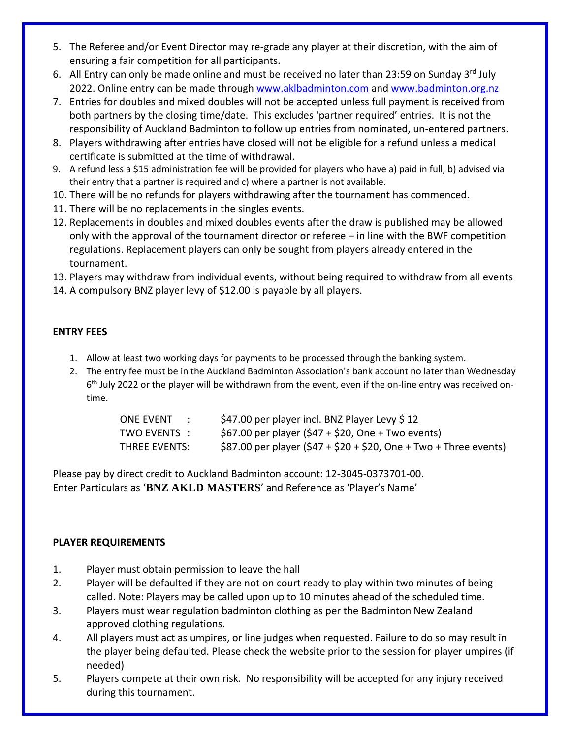5. The Referee and/or Event Director may re-grade any player at their discretion, with the aim of ensuring a fair competition for all participants.
6. All Entry can only be made online and must be received no later than 23:59 on Sunday 3rd July 2022. Online entry can be made through www.aklbadminton.com and www.badminton.org.nz
7. Entries for doubles and mixed doubles will not be accepted unless full payment is received from both partners by the closing time/date. This excludes 'partner required' entries. It is not the responsibility of Auckland Badminton to follow up entries from nominated, un-entered partners.
8. Players withdrawing after entries have closed will not be eligible for a refund unless a medical certificate is submitted at the time of withdrawal.
9. A refund less a $15 administration fee will be provided for players who have a) paid in full, b) advised via their entry that a partner is required and c) where a partner is not available.
10. There will be no refunds for players withdrawing after the tournament has commenced.
11. There will be no replacements in the singles events.
12. Replacements in doubles and mixed doubles events after the draw is published may be allowed only with the approval of the tournament director or referee – in line with the BWF competition regulations. Replacement players can only be sought from players already entered in the tournament.
13. Players may withdraw from individual events, without being required to withdraw from all events
14. A compulsory BNZ player levy of $12.00 is payable by all players.

**ENTRY FEES**

1. Allow at least two working days for payments to be processed through the banking system.
2. The entry fee must be in the Auckland Badminton Association's bank account no later than Wednesday 6th July 2022 or the player will be withdrawn from the event, even if the on-line entry was received on-time.

| | |
|---|---|
| ONE EVENT : | $47.00 per player incl. BNZ Player Levy $ 12 |
| TWO EVENTS : | $67.00 per player ($47 + $20, One + Two events) |
| THREE EVENTS: | $87.00 per player ($47 + $20 + $20, One + Two + Three events) |

Please pay by direct credit to Auckland Badminton account: 12-3045-0373701-00.
Enter Particulars as '**BNZ AKLD MASTERS**' and Reference as 'Player's Name'

**PLAYER REQUIREMENTS**

1. Player must obtain permission to leave the hall
2. Player will be defaulted if they are not on court ready to play within two minutes of being called. Note: Players may be called upon up to 10 minutes ahead of the scheduled time.
3. Players must wear regulation badminton clothing as per the Badminton New Zealand approved clothing regulations.
4. All players must act as umpires, or line judges when requested. Failure to do so may result in the player being defaulted. Please check the website prior to the session for player umpires (if needed)
5. Players compete at their own risk. No responsibility will be accepted for any injury received during this tournament.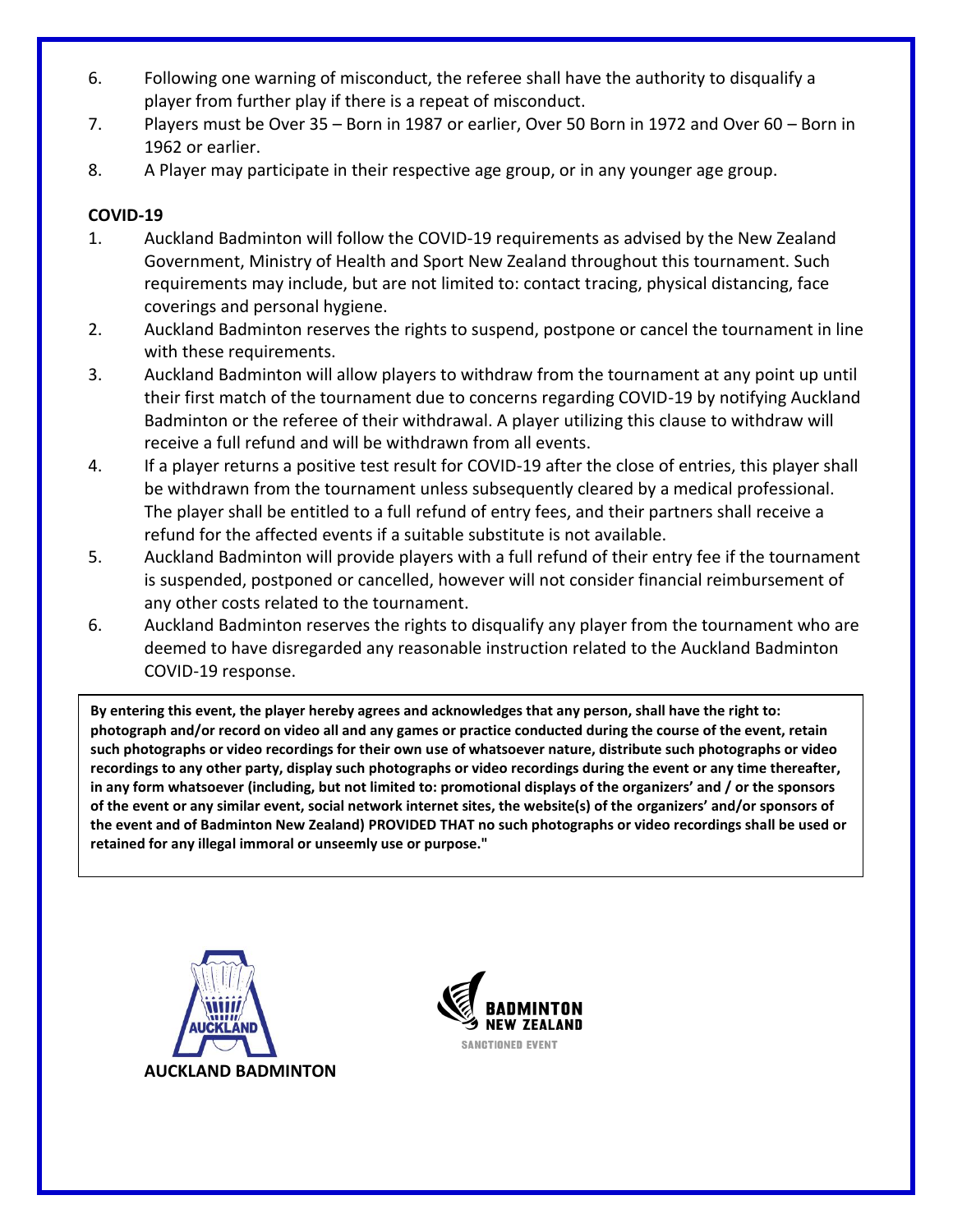6. Following one warning of misconduct, the referee shall have the authority to disqualify a player from further play if there is a repeat of misconduct.
7. Players must be Over 35 – Born in 1987 or earlier, Over 50 Born in 1972 and Over 60 – Born in 1962 or earlier.
8. A Player may participate in their respective age group, or in any younger age group.

**COVID-19**

1. Auckland Badminton will follow the COVID-19 requirements as advised by the New Zealand Government, Ministry of Health and Sport New Zealand throughout this tournament. Such requirements may include, but are not limited to: contact tracing, physical distancing, face coverings and personal hygiene.
2. Auckland Badminton reserves the rights to suspend, postpone or cancel the tournament in line with these requirements.
3. Auckland Badminton will allow players to withdraw from the tournament at any point up until their first match of the tournament due to concerns regarding COVID-19 by notifying Auckland Badminton or the referee of their withdrawal. A player utilizing this clause to withdraw will receive a full refund and will be withdrawn from all events.
4. If a player returns a positive test result for COVID-19 after the close of entries, this player shall be withdrawn from the tournament unless subsequently cleared by a medical professional. The player shall be entitled to a full refund of entry fees, and their partners shall receive a refund for the affected events if a suitable substitute is not available.
5. Auckland Badminton will provide players with a full refund of their entry fee if the tournament is suspended, postponed or cancelled, however will not consider financial reimbursement of any other costs related to the tournament.
6. Auckland Badminton reserves the rights to disqualify any player from the tournament who are deemed to have disregarded any reasonable instruction related to the Auckland Badminton COVID-19 response.

**By entering this event, the player hereby agrees and acknowledges that any person, shall have the right to: photograph and/or record on video all and any games or practice conducted during the course of the event, retain such photographs or video recordings for their own use of whatsoever nature, distribute such photographs or video recordings to any other party, display such photographs or video recordings during the event or any time thereafter, in any form whatsoever (including, but not limited to: promotional displays of the organizers' and / or the sponsors of the event or any similar event, social network internet sites, the website(s) of the organizers' and/or sponsors of the event and of Badminton New Zealand) PROVIDED THAT no such photographs or video recordings shall be used or retained for any illegal immoral or unseemly use or purpose."**

AUCKLAND BADMINTON

BADMINTON NEW ZEALAND

SANCTIONED EVENT